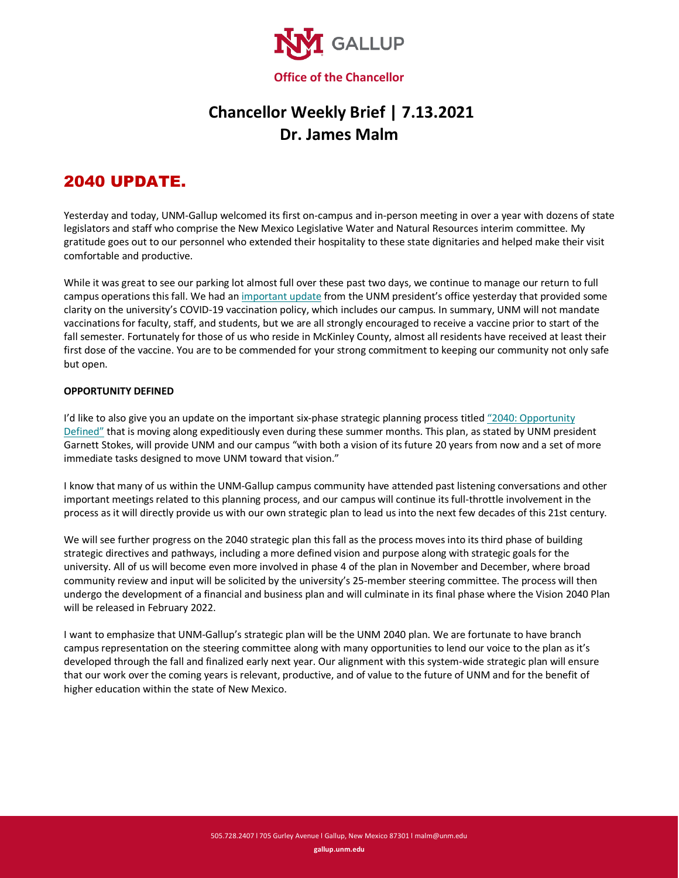**Office of the Chancellor**

# Chancellor Weekly Brief | 7.13.2021
# Dr. James Malm

## 2040 UPDATE.

Yesterday and today, UNM-Gallup welcomed its first on-campus and in-person meeting in over a year with dozens of state legislators and staff who comprise the New Mexico Legislative Water and Natural Resources interim committee. My gratitude goes out to our personnel who extended their hospitality to these state dignitaries and helped make their visit comfortable and productive.

While it was great to see our parking lot almost full over these past two days, we continue to manage our return to full campus operations this fall. We had an important update from the UNM president's office yesterday that provided some clarity on the university's COVID-19 vaccination policy, which includes our campus. In summary, UNM will not mandate vaccinations for faculty, staff, and students, but we are all strongly encouraged to receive a vaccine prior to start of the fall semester. Fortunately for those of us who reside in McKinley County, almost all residents have received at least their first dose of the vaccine. You are to be commended for your strong commitment to keeping our community not only safe but open.

**OPPORTUNITY DEFINED**

I'd like to also give you an update on the important six-phase strategic planning process titled "2040: Opportunity Defined" that is moving along expeditiously even during these summer months. This plan, as stated by UNM president Garnett Stokes, will provide UNM and our campus "with both a vision of its future 20 years from now and a set of more immediate tasks designed to move UNM toward that vision."

I know that many of us within the UNM-Gallup campus community have attended past listening conversations and other important meetings related to this planning process, and our campus will continue its full-throttle involvement in the process as it will directly provide us with our own strategic plan to lead us into the next few decades of this 21st century.

We will see further progress on the 2040 strategic plan this fall as the process moves into its third phase of building strategic directives and pathways, including a more defined vision and purpose along with strategic goals for the university. All of us will become even more involved in phase 4 of the plan in November and December, where broad community review and input will be solicited by the university's 25-member steering committee. The process will then undergo the development of a financial and business plan and will culminate in its final phase where the Vision 2040 Plan will be released in February 2022.

I want to emphasize that UNM-Gallup's strategic plan will be the UNM 2040 plan. We are fortunate to have branch campus representation on the steering committee along with many opportunities to lend our voice to the plan as it's developed through the fall and finalized early next year. Our alignment with this system-wide strategic plan will ensure that our work over the coming years is relevant, productive, and of value to the future of UNM and for the benefit of higher education within the state of New Mexico.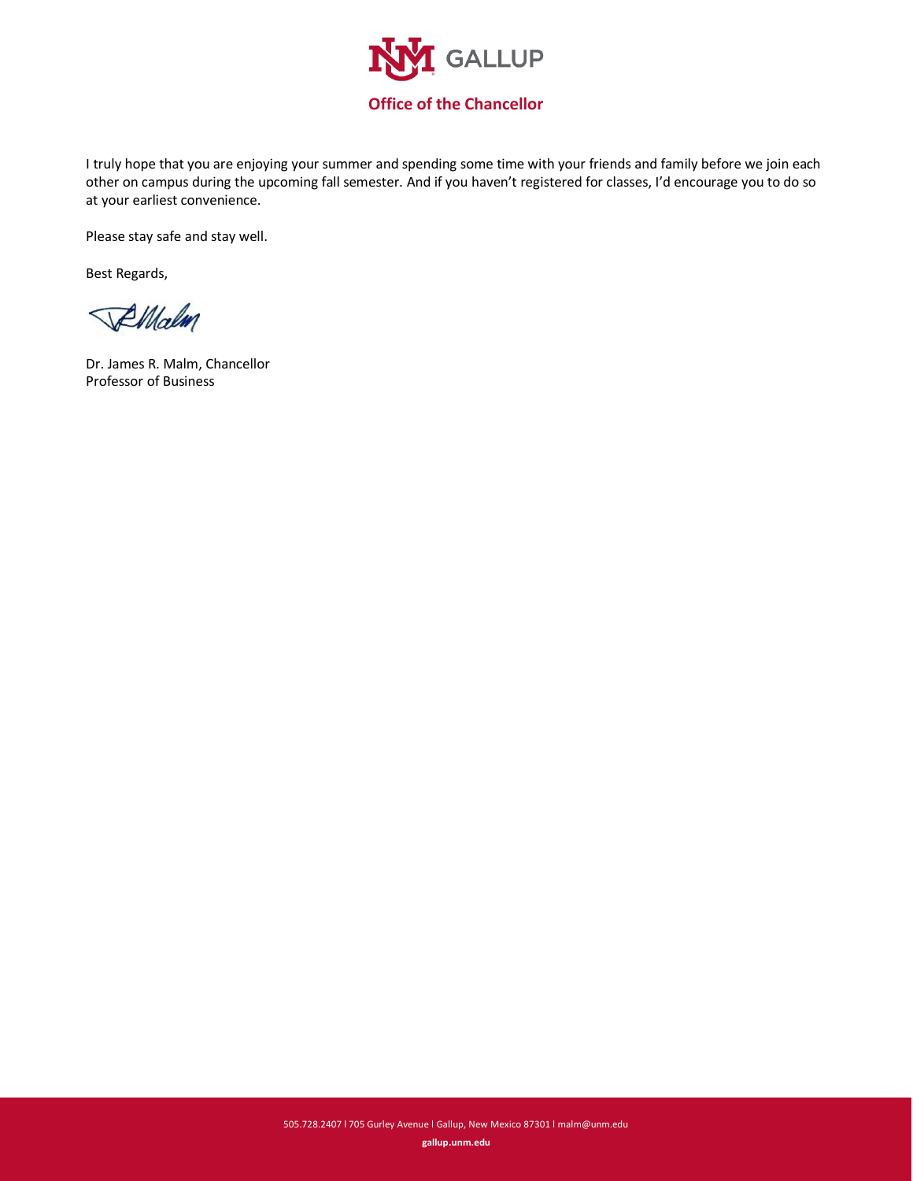I truly hope that you are enjoying your summer and spending some time with your friends and family before we join each other on campus during the upcoming fall semester. And if you haven't registered for classes, I'd encourage you to do so at your earliest convenience.

Please stay safe and stay well.

Best Regards,

Dr. James R. Malm, Chancellor
Professor of Business